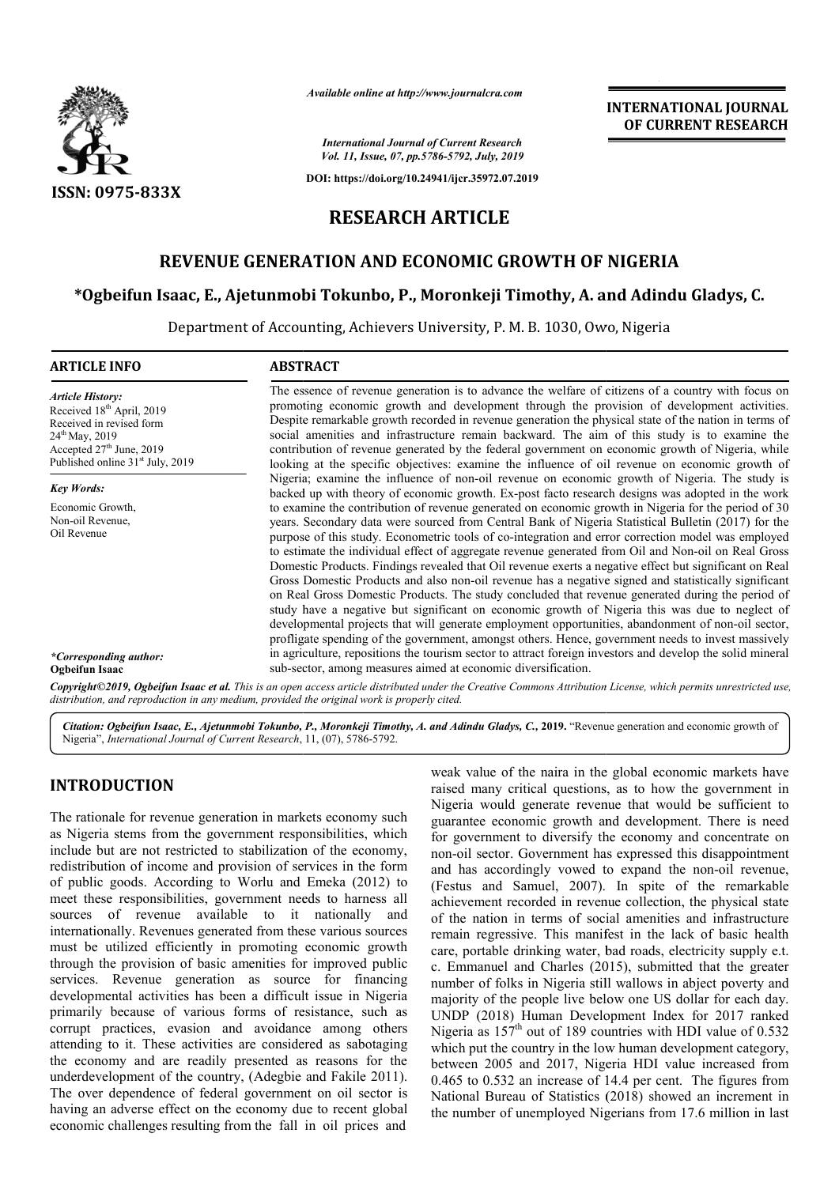# RESEARCH ARTICLE

# REVENUE GENERATION AND ECONOMIC GROWTH OF NIGERIA

**\*Ogbeifun Isaac, E., Ajetunmobi Tokunbo, P., Moronkeji Timothy, A. and Adindu Gladys, C.**

Department of Accounting, Achievers University, P. M. B. 1030, Owo, Nigeria

## ARTICLE INFO

*Article History:*
Received 18th April, 2019
Received in revised form 24th May, 2019
Accepted 27th June, 2019
Published online 31st July, 2019

*Key Words:*
Economic Growth,
Non-oil Revenue,
Oil Revenue

*\*Corresponding author:*
**Ogbeifun Isaac**

## ABSTRACT

The essence of revenue generation is to advance the welfare of citizens of a country with focus on promoting economic growth and development through the provision of development activities. Despite remarkable growth recorded in revenue generation the physical state of the nation in terms of social amenities and infrastructure remain backward. The aim of this study is to examine the contribution of revenue generated by the federal government on economic growth of Nigeria, while looking at the specific objectives: examine the influence of oil revenue on economic growth of Nigeria; examine the influence of non-oil revenue on economic growth of Nigeria. The study is backed up with theory of economic growth. Ex-post facto research designs was adopted in the work to examine the contribution of revenue generated on economic growth in Nigeria for the period of 30 years. Secondary data were sourced from Central Bank of Nigeria Statistical Bulletin (2017) for the purpose of this study. Econometric tools of co-integration and error correction model was employed to estimate the individual effect of aggregate revenue generated from Oil and Non-oil on Real Gross Domestic Products. Findings revealed that Oil revenue exerts a negative effect but significant on Real Gross Domestic Products and also non-oil revenue has a negative signed and statistically significant on Real Gross Domestic Products. The study concluded that revenue generated during the period of study have a negative but significant on economic growth of Nigeria this was due to neglect of developmental projects that will generate employment opportunities, abandonment of non-oil sector, profligate spending of the government, amongst others. Hence, government needs to invest massively in agriculture, repositions the tourism sector to attract foreign investors and develop the solid mineral sub-sector, among measures aimed at economic diversification.

*Copyright©2019, Ogbeifun Isaac et al. This is an open access article distributed under the Creative Commons Attribution License, which permits unrestricted use, distribution, and reproduction in any medium, provided the original work is properly cited.*

*Citation:* **Ogbeifun Isaac, E., Ajetunmobi Tokunbo, P., Moronkeji Timothy, A. and Adindu Gladys, C., 2019.** "Revenue generation and economic growth of Nigeria", *International Journal of Current Research*, 11, (07), 5786-5792.

## INTRODUCTION

The rationale for revenue generation in markets economy such as Nigeria stems from the government responsibilities, which include but are not restricted to stabilization of the economy, redistribution of income and provision of services in the form of public goods. According to Worlu and Emeka (2012) to meet these responsibilities, government needs to harness all sources of revenue available to it nationally and internationally. Revenues generated from these various sources must be utilized efficiently in promoting economic growth through the provision of basic amenities for improved public services. Revenue generation as source for financing developmental activities has been a difficult issue in Nigeria primarily because of various forms of resistance, such as corrupt practices, evasion and avoidance among others attending to it. These activities are considered as sabotaging the economy and are readily presented as reasons for the underdevelopment of the country, (Adegbie and Fakile 2011). The over dependence of federal government on oil sector is having an adverse effect on the economy due to recent global economic challenges resulting from the fall in oil prices and weak value of the naira in the global economic markets have raised many critical questions, as to how the government in Nigeria would generate revenue that would be sufficient to guarantee economic growth and development. There is need for government to diversify the economy and concentrate on non-oil sector. Government has expressed this disappointment and has accordingly vowed to expand the non-oil revenue, (Festus and Samuel, 2007). In spite of the remarkable achievement recorded in revenue collection, the physical state of the nation in terms of social amenities and infrastructure remain regressive. This manifest in the lack of basic health care, portable drinking water, bad roads, electricity supply e.t. c. Emmanuel and Charles (2015), submitted that the greater number of folks in Nigeria still wallows in abject poverty and majority of the people live below one US dollar for each day. UNDP (2018) Human Development Index for 2017 ranked Nigeria as 157th out of 189 countries with HDI value of 0.532 which put the country in the low human development category, between 2005 and 2017, Nigeria HDI value increased from 0.465 to 0.532 an increase of 14.4 per cent. The figures from National Bureau of Statistics (2018) showed an increment in the number of unemployed Nigerians from 17.6 million in last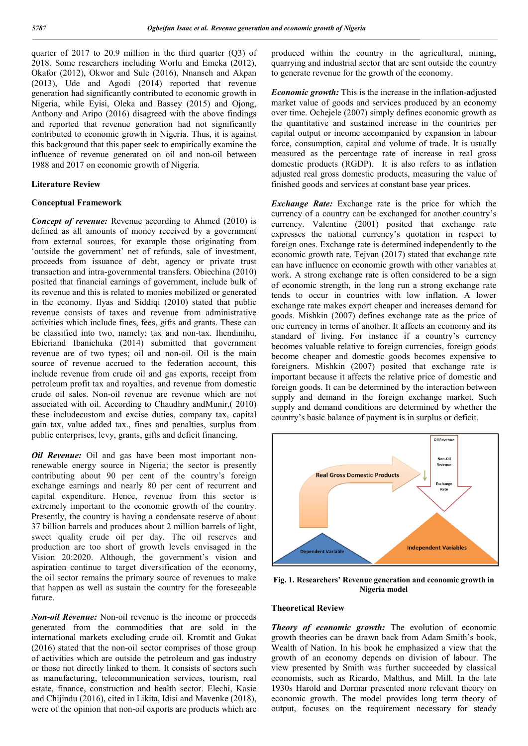quarter of 2017 to 20.9 million in the third quarter (Q3) of 2018. Some researchers including Worlu and Emeka (2012), Okafor (2012), Okwor and Sule (2016), Nnanseh and Akpan (2013), Ude and Agodi (2014) reported that revenue generation had significantly contributed to economic growth in Nigeria, while Eyisi, Oleka and Bassey (2015) and Ojong, Anthony and Aripo (2016) disagreed with the above findings and reported that revenue generation had not significantly contributed to economic growth in Nigeria. Thus, it is against this background that this paper seek to empirically examine the influence of revenue generated on oil and non-oil between 1988 and 2017 on economic growth of Nigeria.

## Literature Review

### Conceptual Framework

***Concept of revenue:*** Revenue according to Ahmed (2010) is defined as all amounts of money received by a government from external sources, for example those originating from 'outside the government' net of refunds, sale of investment, proceeds from issuance of debt, agency or private trust transaction and intra-governmental transfers. Obiechina (2010) posited that financial earnings of government, include bulk of its revenue and this is related to monies mobilized or generated in the economy. Ilyas and Siddiqi (2010) stated that public revenue consists of taxes and revenue from administrative activities which include fines, fees, gifts and grants. These can be classified into two, namely; tax and non-tax. Ihendinihu, Ebieriand Ibanichuka (2014) submitted that government revenue are of two types; oil and non-oil. Oil is the main source of revenue accrued to the federation account, this include revenue from crude oil and gas exports, receipt from petroleum profit tax and royalties, and revenue from domestic crude oil sales. Non-oil revenue are revenue which are not associated with oil. According to Chaudhry andMunir,( 2010) these includecustom and excise duties, company tax, capital gain tax, value added tax., fines and penalties, surplus from public enterprises, levy, grants, gifts and deficit financing.

***Oil Revenue:*** Oil and gas have been most important non-renewable energy source in Nigeria; the sector is presently contributing about 90 per cent of the country's foreign exchange earnings and nearly 80 per cent of recurrent and capital expenditure. Hence, revenue from this sector is extremely important to the economic growth of the country. Presently, the country is having a condensate reserve of about 37 billion barrels and produces about 2 million barrels of light, sweet quality crude oil per day. The oil reserves and production are too short of growth levels envisaged in the Vision 20:2020. Although, the government's vision and aspiration continue to target diversification of the economy, the oil sector remains the primary source of revenues to make that happen as well as sustain the country for the foreseeable future.

***Non-oil Revenue:*** Non-oil revenue is the income or proceeds generated from the commodities that are sold in the international markets excluding crude oil. Kromtit and Gukat (2016) stated that the non-oil sector comprises of those group of activities which are outside the petroleum and gas industry or those not directly linked to them. It consists of sectors such as manufacturing, telecommunication services, tourism, real estate, finance, construction and health sector. Elechi, Kasie and Chijindu (2016), cited in Likita, Idisi and Mavenke (2018), were of the opinion that non-oil exports are products which are produced within the country in the agricultural, mining, quarrying and industrial sector that are sent outside the country to generate revenue for the growth of the economy.

***Economic growth:*** This is the increase in the inflation-adjusted market value of goods and services produced by an economy over time. Ochejele (2007) simply defines economic growth as the quantitative and sustained increase in the countries per capital output or income accompanied by expansion in labour force, consumption, capital and volume of trade. It is usually measured as the percentage rate of increase in real gross domestic products (RGDP). It is also refers to as inflation adjusted real gross domestic products, measuring the value of finished goods and services at constant base year prices.

***Exchange Rate:*** Exchange rate is the price for which the currency of a country can be exchanged for another country's currency. Valentine (2001) posited that exchange rate expresses the national currency's quotation in respect to foreign ones. Exchange rate is determined independently to the economic growth rate. Tejvan (2017) stated that exchange rate can have influence on economic growth with other variables at work. A strong exchange rate is often considered to be a sign of economic strength, in the long run a strong exchange rate tends to occur in countries with low inflation. A lower exchange rate makes export cheaper and increases demand for goods. Mishkin (2007) defines exchange rate as the price of one currency in terms of another. It affects an economy and its standard of living. For instance if a country's currency becomes valuable relative to foreign currencies, foreign goods become cheaper and domestic goods becomes expensive to foreigners. Mishkin (2007) posited that exchange rate is important because it affects the relative price of domestic and foreign goods. It can be determined by the interaction between supply and demand in the foreign exchange market. Such supply and demand conditions are determined by whether the country's basic balance of payment is in surplus or deficit.

**Fig. 1. Researchers' Revenue generation and economic growth in Nigeria model**

### Theoretical Review

***Theory of economic growth:*** The evolution of economic growth theories can be drawn back from Adam Smith's book, Wealth of Nation. In his book he emphasized a view that the growth of an economy depends on division of labour. The view presented by Smith was further succeeded by classical economists, such as Ricardo, Malthus, and Mill. In the late 1930s Harold and Dormar presented more relevant theory on economic growth. The model provides long term theory of output, focuses on the requirement necessary for steady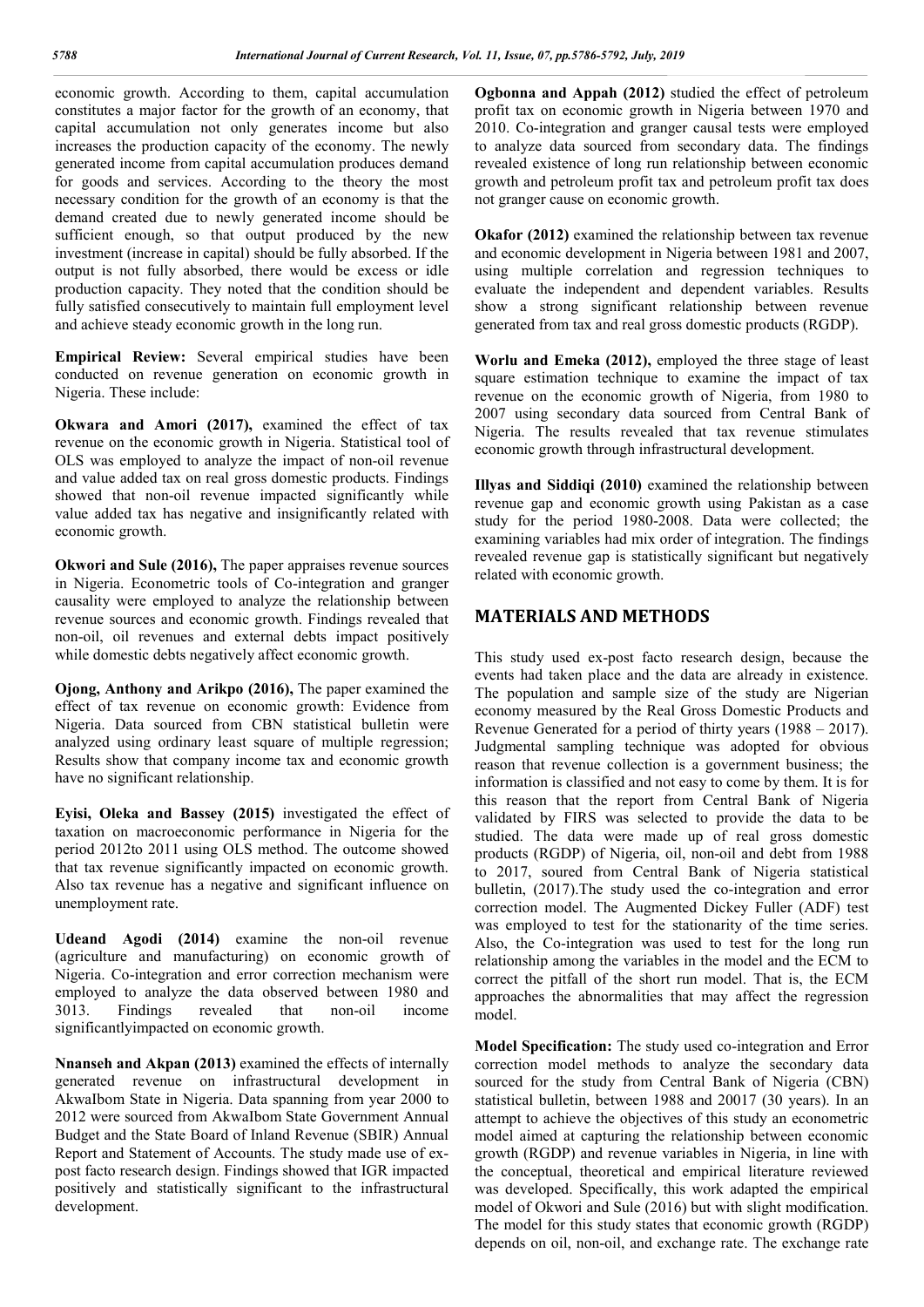economic growth. According to them, capital accumulation constitutes a major factor for the growth of an economy, that capital accumulation not only generates income but also increases the production capacity of the economy. The newly generated income from capital accumulation produces demand for goods and services. According to the theory the most necessary condition for the growth of an economy is that the demand created due to newly generated income should be sufficient enough, so that output produced by the new investment (increase in capital) should be fully absorbed. If the output is not fully absorbed, there would be excess or idle production capacity. They noted that the condition should be fully satisfied consecutively to maintain full employment level and achieve steady economic growth in the long run.

**Empirical Review:** Several empirical studies have been conducted on revenue generation on economic growth in Nigeria. These include:

**Okwara and Amori (2017),** examined the effect of tax revenue on the economic growth in Nigeria. Statistical tool of OLS was employed to analyze the impact of non-oil revenue and value added tax on real gross domestic products. Findings showed that non-oil revenue impacted significantly while value added tax has negative and insignificantly related with economic growth.

**Okwori and Sule (2016),** The paper appraises revenue sources in Nigeria. Econometric tools of Co-integration and granger causality were employed to analyze the relationship between revenue sources and economic growth. Findings revealed that non-oil, oil revenues and external debts impact positively while domestic debts negatively affect economic growth.

**Ojong, Anthony and Arikpo (2016),** The paper examined the effect of tax revenue on economic growth: Evidence from Nigeria. Data sourced from CBN statistical bulletin were analyzed using ordinary least square of multiple regression; Results show that company income tax and economic growth have no significant relationship.

**Eyisi, Oleka and Bassey (2015)** investigated the effect of taxation on macroeconomic performance in Nigeria for the period 2012to 2011 using OLS method. The outcome showed that tax revenue significantly impacted on economic growth. Also tax revenue has a negative and significant influence on unemployment rate.

**Udeand Agodi (2014)** examine the non-oil revenue (agriculture and manufacturing) on economic growth of Nigeria. Co-integration and error correction mechanism were employed to analyze the data observed between 1980 and 3013. Findings revealed that non-oil income significantlyimpacted on economic growth.

**Nnanseh and Akpan (2013)** examined the effects of internally generated revenue on infrastructural development in AkwaIbom State in Nigeria. Data spanning from year 2000 to 2012 were sourced from AkwaIbom State Government Annual Budget and the State Board of Inland Revenue (SBIR) Annual Report and Statement of Accounts. The study made use of ex-post facto research design. Findings showed that IGR impacted positively and statistically significant to the infrastructural development.

**Ogbonna and Appah (2012)** studied the effect of petroleum profit tax on economic growth in Nigeria between 1970 and 2010. Co-integration and granger causal tests were employed to analyze data sourced from secondary data. The findings revealed existence of long run relationship between economic growth and petroleum profit tax and petroleum profit tax does not granger cause on economic growth.

**Okafor (2012)** examined the relationship between tax revenue and economic development in Nigeria between 1981 and 2007, using multiple correlation and regression techniques to evaluate the independent and dependent variables. Results show a strong significant relationship between revenue generated from tax and real gross domestic products (RGDP).

**Worlu and Emeka (2012),** employed the three stage of least square estimation technique to examine the impact of tax revenue on the economic growth of Nigeria, from 1980 to 2007 using secondary data sourced from Central Bank of Nigeria. The results revealed that tax revenue stimulates economic growth through infrastructural development.

**Illyas and Siddiqi (2010)** examined the relationship between revenue gap and economic growth using Pakistan as a case study for the period 1980-2008. Data were collected; the examining variables had mix order of integration. The findings revealed revenue gap is statistically significant but negatively related with economic growth.

## MATERIALS AND METHODS

This study used ex-post facto research design, because the events had taken place and the data are already in existence. The population and sample size of the study are Nigerian economy measured by the Real Gross Domestic Products and Revenue Generated for a period of thirty years (1988 – 2017). Judgmental sampling technique was adopted for obvious reason that revenue collection is a government business; the information is classified and not easy to come by them. It is for this reason that the report from Central Bank of Nigeria validated by FIRS was selected to provide the data to be studied. The data were made up of real gross domestic products (RGDP) of Nigeria, oil, non-oil and debt from 1988 to 2017, soured from Central Bank of Nigeria statistical bulletin, (2017).The study used the co-integration and error correction model. The Augmented Dickey Fuller (ADF) test was employed to test for the stationarity of the time series. Also, the Co-integration was used to test for the long run relationship among the variables in the model and the ECM to correct the pitfall of the short run model. That is, the ECM approaches the abnormalities that may affect the regression model.

**Model Specification:** The study used co-integration and Error correction model methods to analyze the secondary data sourced for the study from Central Bank of Nigeria (CBN) statistical bulletin, between 1988 and 20017 (30 years). In an attempt to achieve the objectives of this study an econometric model aimed at capturing the relationship between economic growth (RGDP) and revenue variables in Nigeria, in line with the conceptual, theoretical and empirical literature reviewed was developed. Specifically, this work adapted the empirical model of Okwori and Sule (2016) but with slight modification. The model for this study states that economic growth (RGDP) depends on oil, non-oil, and exchange rate. The exchange rate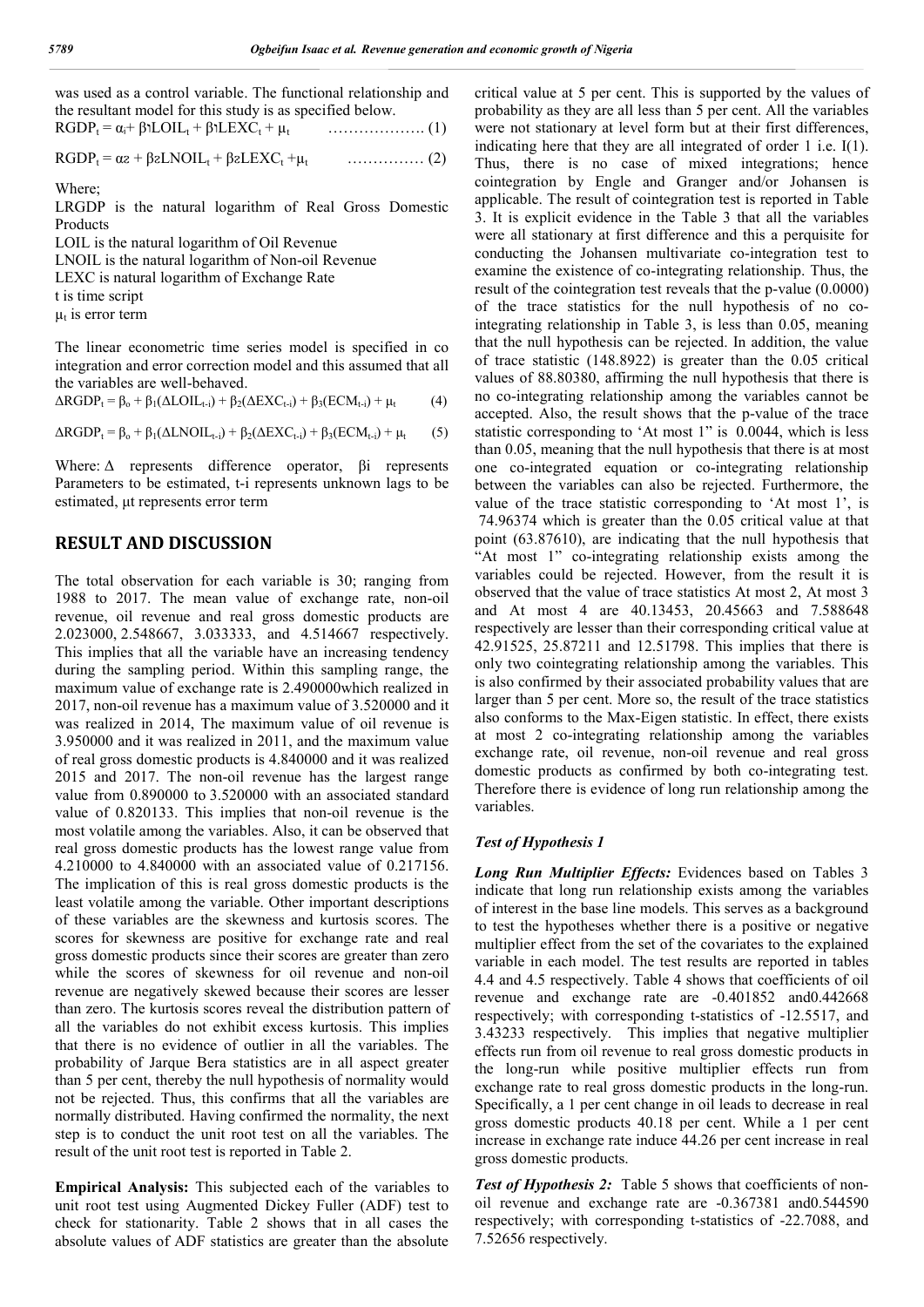was used as a control variable. The functional relationship and the resultant model for this study is as specified below.

$$RGDP_t = \alpha_i + \beta_1 LOIL_t + \beta_1 LEXC_t + \mu_t \quad \text{……………….} (1)$$

$$RGDP_t = \alpha_2 + \beta_2 LNOIL_t + \beta_2 LEXC_t + \mu_t \quad \text{……………} (2)$$

Where;

LRGDP is the natural logarithm of Real Gross Domestic Products

LOIL is the natural logarithm of Oil Revenue

LNOIL is the natural logarithm of Non-oil Revenue

LEXC is natural logarithm of Exchange Rate

t is time script

$\mu_t$ is error term

The linear econometric time series model is specified in co integration and error correction model and this assumed that all the variables are well-behaved.

$$\Delta RGDP_t = \beta_o + \beta_1(\Delta LOIL_{t-i}) + \beta_2(\Delta EXC_{t-i}) + \beta_3(ECM_{t-i}) + \mu_t \quad (4)$$

$$\Delta RGDP_t = \beta_o + \beta_1(\Delta LNOIL_{t-i}) + \beta_2(\Delta EXC_{t-i}) + \beta_3(ECM_{t-i}) + \mu_t \quad (5)$$

Where: $\Delta$ represents difference operator, $\beta i$ represents Parameters to be estimated, t-i represents unknown lags to be estimated, $\mu t$ represents error term

## RESULT AND DISCUSSION

The total observation for each variable is 30; ranging from 1988 to 2017. The mean value of exchange rate, non-oil revenue, oil revenue and real gross domestic products are 2.023000, 2.548667, 3.033333, and 4.514667 respectively. This implies that all the variable have an increasing tendency during the sampling period. Within this sampling range, the maximum value of exchange rate is 2.490000which realized in 2017, non-oil revenue has a maximum value of 3.520000 and it was realized in 2014, The maximum value of oil revenue is 3.950000 and it was realized in 2011, and the maximum value of real gross domestic products is 4.840000 and it was realized 2015 and 2017. The non-oil revenue has the largest range value from 0.890000 to 3.520000 with an associated standard value of 0.820133. This implies that non-oil revenue is the most volatile among the variables. Also, it can be observed that real gross domestic products has the lowest range value from 4.210000 to 4.840000 with an associated value of 0.217156. The implication of this is real gross domestic products is the least volatile among the variable. Other important descriptions of these variables are the skewness and kurtosis scores. The scores for skewness are positive for exchange rate and real gross domestic products since their scores are greater than zero while the scores of skewness for oil revenue and non-oil revenue are negatively skewed because their scores are lesser than zero. The kurtosis scores reveal the distribution pattern of all the variables do not exhibit excess kurtosis. This implies that there is no evidence of outlier in all the variables. The probability of Jarque Bera statistics are in all aspect greater than 5 per cent, thereby the null hypothesis of normality would not be rejected. Thus, this confirms that all the variables are normally distributed. Having confirmed the normality, the next step is to conduct the unit root test on all the variables. The result of the unit root test is reported in Table 2.

**Empirical Analysis:** This subjected each of the variables to unit root test using Augmented Dickey Fuller (ADF) test to check for stationarity. Table 2 shows that in all cases the absolute values of ADF statistics are greater than the absolute critical value at 5 per cent. This is supported by the values of probability as they are all less than 5 per cent. All the variables were not stationary at level form but at their first differences, indicating here that they are all integrated of order 1 i.e. I(1). Thus, there is no case of mixed integrations; hence cointegration by Engle and Granger and/or Johansen is applicable. The result of cointegration test is reported in Table 3. It is explicit evidence in the Table 3 that all the variables were all stationary at first difference and this a perquisite for conducting the Johansen multivariate co-integration test to examine the existence of co-integrating relationship. Thus, the result of the cointegration test reveals that the p-value (0.0000) of the trace statistics for the null hypothesis of no co-integrating relationship in Table 3, is less than 0.05, meaning that the null hypothesis can be rejected. In addition, the value of trace statistic (148.8922) is greater than the 0.05 critical values of 88.80380, affirming the null hypothesis that there is no co-integrating relationship among the variables cannot be accepted. Also, the result shows that the p-value of the trace statistic corresponding to 'At most 1" is 0.0044, which is less than 0.05, meaning that the null hypothesis that there is at most one co-integrated equation or co-integrating relationship between the variables can also be rejected. Furthermore, the value of the trace statistic corresponding to 'At most 1', is 74.96374 which is greater than the 0.05 critical value at that point (63.87610), are indicating that the null hypothesis that "At most 1" co-integrating relationship exists among the variables could be rejected. However, from the result it is observed that the value of trace statistics At most 2, At most 3 and At most 4 are 40.13453, 20.45663 and 7.588648 respectively are lesser than their corresponding critical value at 42.91525, 25.87211 and 12.51798. This implies that there is only two cointegrating relationship among the variables. This is also confirmed by their associated probability values that are larger than 5 per cent. More so, the result of the trace statistics also conforms to the Max-Eigen statistic. In effect, there exists at most 2 co-integrating relationship among the variables exchange rate, oil revenue, non-oil revenue and real gross domestic products as confirmed by both co-integrating test. Therefore there is evidence of long run relationship among the variables.

### *Test of Hypothesis 1*

***Long Run Multiplier Effects:*** Evidences based on Tables 3 indicate that long run relationship exists among the variables of interest in the base line models. This serves as a background to test the hypotheses whether there is a positive or negative multiplier effect from the set of the covariates to the explained variable in each model. The test results are reported in tables 4.4 and 4.5 respectively. Table 4 shows that coefficients of oil revenue and exchange rate are -0.401852 and0.442668 respectively; with corresponding t-statistics of -12.5517, and 3.43233 respectively. This implies that negative multiplier effects run from oil revenue to real gross domestic products in the long-run while positive multiplier effects run from exchange rate to real gross domestic products in the long-run. Specifically, a 1 per cent change in oil leads to decrease in real gross domestic products 40.18 per cent. While a 1 per cent increase in exchange rate induce 44.26 per cent increase in real gross domestic products.

***Test of Hypothesis 2:*** Table 5 shows that coefficients of non-oil revenue and exchange rate are -0.367381 and0.544590 respectively; with corresponding t-statistics of -22.7088, and 7.52656 respectively.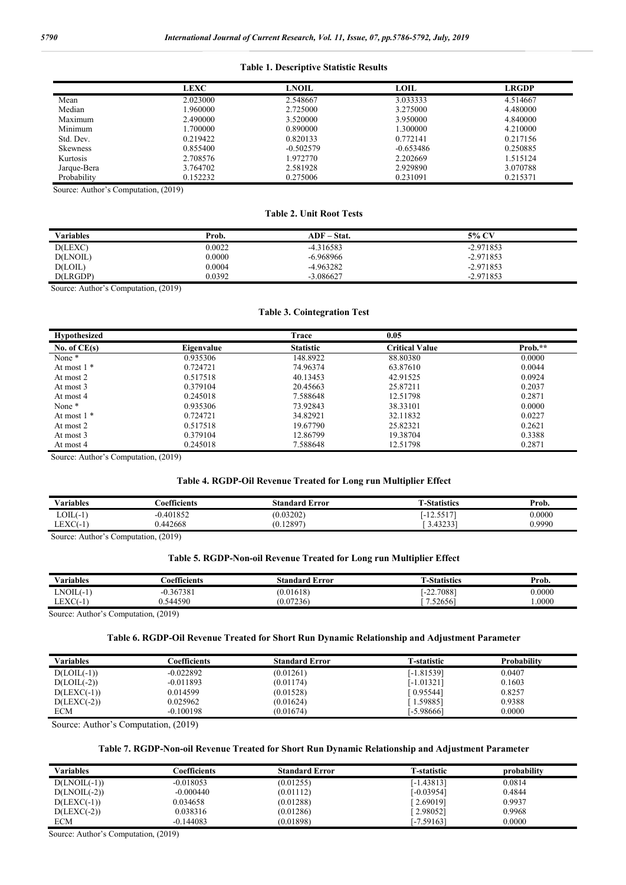**Table 1. Descriptive Statistic Results**

| | LEXC | LNOIL | LOIL | LRGDP |
|---|---|---|---|---|
| Mean | 2.023000 | 2.548667 | 3.033333 | 4.514667 |
| Median | 1.960000 | 2.725000 | 3.275000 | 4.480000 |
| Maximum | 2.490000 | 3.520000 | 3.950000 | 4.840000 |
| Minimum | 1.700000 | 0.890000 | 1.300000 | 4.210000 |
| Std. Dev. | 0.219422 | 0.820133 | 0.772141 | 0.217156 |
| Skewness | 0.855400 | -0.502579 | -0.653486 | 0.250885 |
| Kurtosis | 2.708576 | 1.972770 | 2.202669 | 1.515124 |
| Jarque-Bera | 3.764702 | 2.581928 | 2.929890 | 3.070788 |
| Probability | 0.152232 | 0.275006 | 0.231091 | 0.215371 |

Source: Author's Computation, (2019)

**Table 2. Unit Root Tests**

| Variables | Prob. | ADF – Stat. | 5% CV |
|---|---|---|---|
| D(LEXC) | 0.0022 | -4.316583 | -2.971853 |
| D(LNOIL) | 0.0000 | -6.968966 | -2.971853 |
| D(LOIL) | 0.0004 | -4.963282 | -2.971853 |
| D(LRGDP) | 0.0392 | -3.086627 | -2.971853 |

Source: Author's Computation, (2019)

**Table 3. Cointegration Test**

| Hypothesized | | Trace | 0.05 | |
|---|---|---|---|---|
| No. of CE(s) | Eigenvalue | Statistic | Critical Value | Prob.** |
| None * | 0.935306 | 148.8922 | 88.80380 | 0.0000 |
| At most 1 * | 0.724721 | 74.96374 | 63.87610 | 0.0044 |
| At most 2 | 0.517518 | 40.13453 | 42.91525 | 0.0924 |
| At most 3 | 0.379104 | 20.45663 | 25.87211 | 0.2037 |
| At most 4 | 0.245018 | 7.588648 | 12.51798 | 0.2871 |
| None * | 0.935306 | 73.92843 | 38.33101 | 0.0000 |
| At most 1 * | 0.724721 | 34.82921 | 32.11832 | 0.0227 |
| At most 2 | 0.517518 | 19.67790 | 25.82321 | 0.2621 |
| At most 3 | 0.379104 | 12.86799 | 19.38704 | 0.3388 |
| At most 4 | 0.245018 | 7.588648 | 12.51798 | 0.2871 |

Source: Author's Computation, (2019)

**Table 4. RGDP-Oil Revenue Treated for Long run Multiplier Effect**

| Variables | Coefficients | Standard Error | T-Statistics | Prob. |
|---|---|---|---|---|
| LOIL(-1) | -0.401852 | (0.03202) | [-12.5517] | 0.0000 |
| LEXC(-1) | 0.442668 | (0.12897) | [ 3.43233] | 0.9990 |

Source: Author's Computation, (2019)

**Table 5. RGDP-Non-oil Revenue Treated for Long run Multiplier Effect**

| Variables | Coefficients | Standard Error | T-Statistics | Prob. |
|---|---|---|---|---|
| LNOIL(-1) | -0.367381 | (0.01618) | [-22.7088] | 0.0000 |
| LEXC(-1) | 0.544590 | (0.07236) | [ 7.52656] | 1.0000 |

Source: Author's Computation, (2019)

**Table 6. RGDP-Oil Revenue Treated for Short Run Dynamic Relationship and Adjustment Parameter**

| Variables | Coefficients | Standard Error | T-statistic | Probability |
|---|---|---|---|---|
| D(LOIL(-1)) | -0.022892 | (0.01261) | [-1.81539] | 0.0407 |
| D(LOIL(-2)) | -0.011893 | (0.01174) | [-1.01321] | 0.1603 |
| D(LEXC(-1)) | 0.014599 | (0.01528) | [ 0.95544] | 0.8257 |
| D(LEXC(-2)) | 0.025962 | (0.01624) | [ 1.59885] | 0.9388 |
| ECM | -0.100198 | (0.01674) | [-5.98666] | 0.0000 |

Source: Author's Computation, (2019)

**Table 7. RGDP-Non-oil Revenue Treated for Short Run Dynamic Relationship and Adjustment Parameter**

| Variables | Coefficients | Standard Error | T-statistic | probability |
|---|---|---|---|---|
| D(LNOIL(-1)) | -0.018053 | (0.01255) | [-1.43813] | 0.0814 |
| D(LNOIL(-2)) | -0.000440 | (0.01112) | [-0.03954] | 0.4844 |
| D(LEXC(-1)) | 0.034658 | (0.01288) | [ 2.69019] | 0.9937 |
| D(LEXC(-2)) | 0.038316 | (0.01286) | [ 2.98052] | 0.9968 |
| ECM | -0.144083 | (0.01898) | [-7.59163] | 0.0000 |

Source: Author's Computation, (2019)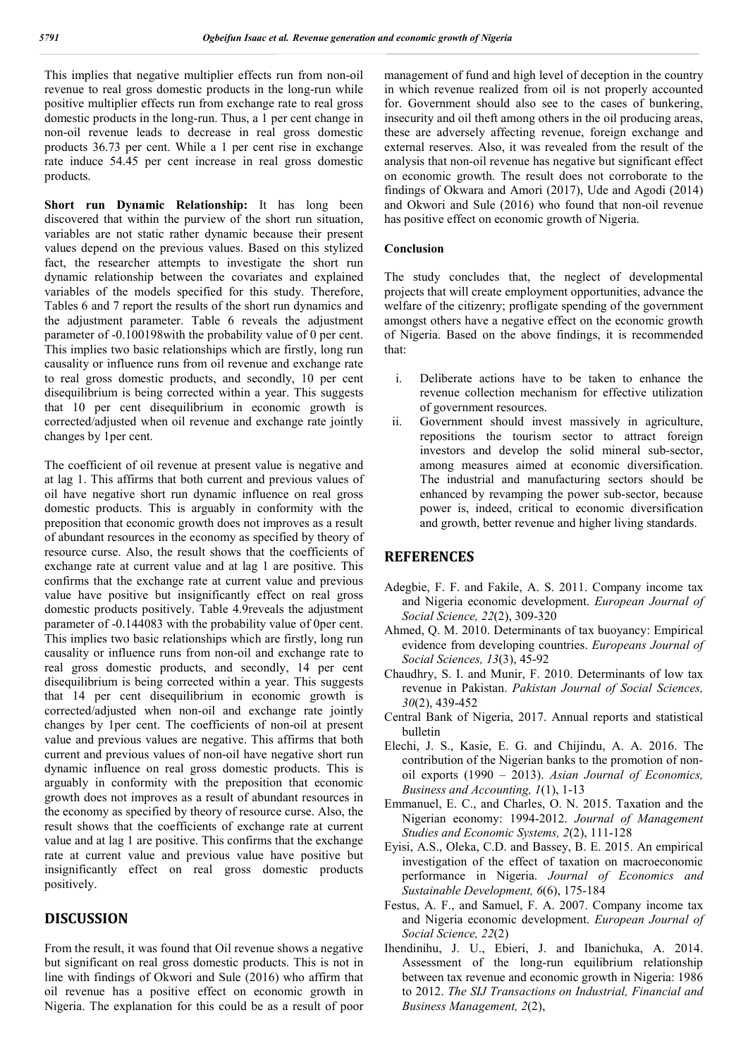This implies that negative multiplier effects run from non-oil revenue to real gross domestic products in the long-run while positive multiplier effects run from exchange rate to real gross domestic products in the long-run. Thus, a 1 per cent change in non-oil revenue leads to decrease in real gross domestic products 36.73 per cent. While a 1 per cent rise in exchange rate induce 54.45 per cent increase in real gross domestic products.

**Short run Dynamic Relationship:** It has long been discovered that within the purview of the short run situation, variables are not static rather dynamic because their present values depend on the previous values. Based on this stylized fact, the researcher attempts to investigate the short run dynamic relationship between the covariates and explained variables of the models specified for this study. Therefore, Tables 6 and 7 report the results of the short run dynamics and the adjustment parameter. Table 6 reveals the adjustment parameter of -0.100198with the probability value of 0 per cent. This implies two basic relationships which are firstly, long run causality or influence runs from oil revenue and exchange rate to real gross domestic products, and secondly, 10 per cent disequilibrium is being corrected within a year. This suggests that 10 per cent disequilibrium in economic growth is corrected/adjusted when oil revenue and exchange rate jointly changes by 1per cent.

The coefficient of oil revenue at present value is negative and at lag 1. This affirms that both current and previous values of oil have negative short run dynamic influence on real gross domestic products. This is arguably in conformity with the preposition that economic growth does not improves as a result of abundant resources in the economy as specified by theory of resource curse. Also, the result shows that the coefficients of exchange rate at current value and at lag 1 are positive. This confirms that the exchange rate at current value and previous value have positive but insignificantly effect on real gross domestic products positively. Table 4.9reveals the adjustment parameter of -0.144083 with the probability value of 0per cent. This implies two basic relationships which are firstly, long run causality or influence runs from non-oil and exchange rate to real gross domestic products, and secondly, 14 per cent disequilibrium is being corrected within a year. This suggests that 14 per cent disequilibrium in economic growth is corrected/adjusted when non-oil and exchange rate jointly changes by 1per cent. The coefficients of non-oil at present value and previous values are negative. This affirms that both current and previous values of non-oil have negative short run dynamic influence on real gross domestic products. This is arguably in conformity with the preposition that economic growth does not improves as a result of abundant resources in the economy as specified by theory of resource curse. Also, the result shows that the coefficients of exchange rate at current value and at lag 1 are positive. This confirms that the exchange rate at current value and previous value have positive but insignificantly effect on real gross domestic products positively.

## DISCUSSION

From the result, it was found that Oil revenue shows a negative but significant on real gross domestic products. This is not in line with findings of Okwori and Sule (2016) who affirm that oil revenue has a positive effect on economic growth in Nigeria. The explanation for this could be as a result of poor management of fund and high level of deception in the country in which revenue realized from oil is not properly accounted for. Government should also see to the cases of bunkering, insecurity and oil theft among others in the oil producing areas, these are adversely affecting revenue, foreign exchange and external reserves. Also, it was revealed from the result of the analysis that non-oil revenue has negative but significant effect on economic growth. The result does not corroborate to the findings of Okwara and Amori (2017), Ude and Agodi (2014) and Okwori and Sule (2016) who found that non-oil revenue has positive effect on economic growth of Nigeria.

### Conclusion

The study concludes that, the neglect of developmental projects that will create employment opportunities, advance the welfare of the citizenry; profligate spending of the government amongst others have a negative effect on the economic growth of Nigeria. Based on the above findings, it is recommended that:

i. Deliberate actions have to be taken to enhance the revenue collection mechanism for effective utilization of government resources.
ii. Government should invest massively in agriculture, repositions the tourism sector to attract foreign investors and develop the solid mineral sub-sector, among measures aimed at economic diversification. The industrial and manufacturing sectors should be enhanced by revamping the power sub-sector, because power is, indeed, critical to economic diversification and growth, better revenue and higher living standards.

## REFERENCES

Adegbie, F. F. and Fakile, A. S. 2011. Company income tax and Nigeria economic development. *European Journal of Social Science, 22*(2), 309-320

Ahmed, Q. M. 2010. Determinants of tax buoyancy: Empirical evidence from developing countries. *Europeans Journal of Social Sciences, 13*(3), 45-92

Chaudhry, S. I. and Munir, F. 2010. Determinants of low tax revenue in Pakistan. *Pakistan Journal of Social Sciences, 30*(2), 439-452

Central Bank of Nigeria, 2017. Annual reports and statistical bulletin

Elechi, J. S., Kasie, E. G. and Chijindu, A. A. 2016. The contribution of the Nigerian banks to the promotion of non-oil exports (1990 – 2013). *Asian Journal of Economics, Business and Accounting, 1*(1), 1-13

Emmanuel, E. C., and Charles, O. N. 2015. Taxation and the Nigerian economy: 1994-2012. *Journal of Management Studies and Economic Systems, 2*(2), 111-128

Eyisi, A.S., Oleka, C.D. and Bassey, B. E. 2015. An empirical investigation of the effect of taxation on macroeconomic performance in Nigeria. *Journal of Economics and Sustainable Development, 6*(6), 175-184

Festus, A. F., and Samuel, F. A. 2007. Company income tax and Nigeria economic development. *European Journal of Social Science, 22*(2)

Ihendinihu, J. U., Ebieri, J. and Ibanichuka, A. 2014. Assessment of the long-run equilibrium relationship between tax revenue and economic growth in Nigeria: 1986 to 2012. *The SIJ Transactions on Industrial, Financial and Business Management, 2*(2),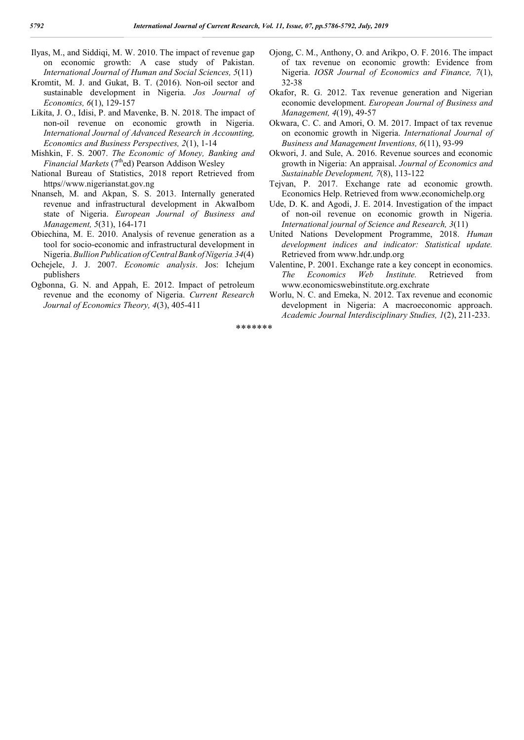Ilyas, M., and Siddiqi, M. W. 2010. The impact of revenue gap on economic growth: A case study of Pakistan. *International Journal of Human and Social Sciences, 5*(11)

Kromtit, M. J. and Gukat, B. T. (2016). Non-oil sector and sustainable development in Nigeria. *Jos Journal of Economics, 6*(1), 129-157

Likita, J. O., Idisi, P. and Mavenke, B. N. 2018. The impact of non-oil revenue on economic growth in Nigeria. *International Journal of Advanced Research in Accounting, Economics and Business Perspectives, 2*(1), 1-14

Mishkin, F. S. 2007. *The Economic of Money, Banking and Financial Markets* (7th ed) Pearson Addison Wesley

National Bureau of Statistics, 2018 report Retrieved from https//www.nigerianstat.gov.ng

Nnanseh, M. and Akpan, S. S. 2013. Internally generated revenue and infrastructural development in AkwaIbom state of Nigeria. *European Journal of Business and Management, 5*(31), 164-171

Obiechina, M. E. 2010. Analysis of revenue generation as a tool for socio-economic and infrastructural development in Nigeria. *Bullion Publication of Central Bank of Nigeria. 34*(4)

Ochejele, J. J. 2007. *Economic analysis*. Jos: Ichejum publishers

Ogbonna, G. N. and Appah, E. 2012. Impact of petroleum revenue and the economy of Nigeria. *Current Research Journal of Economics Theory, 4*(3), 405-411

Ojong, C. M., Anthony, O. and Arikpo, O. F. 2016. The impact of tax revenue on economic growth: Evidence from Nigeria. *IOSR Journal of Economics and Finance, 7*(1), 32-38

Okafor, R. G. 2012. Tax revenue generation and Nigerian economic development. *European Journal of Business and Management, 4*(19), 49-57

Okwara, C. C. and Amori, O. M. 2017. Impact of tax revenue on economic growth in Nigeria. *International Journal of Business and Management Inventions, 6*(11), 93-99

Okwori, J. and Sule, A. 2016. Revenue sources and economic growth in Nigeria: An appraisal. *Journal of Economics and Sustainable Development, 7*(8), 113-122

Tejvan, P. 2017. Exchange rate ad economic growth. Economics Help. Retrieved from www.economichelp.org

Ude, D. K. and Agodi, J. E. 2014. Investigation of the impact of non-oil revenue on economic growth in Nigeria. *International journal of Science and Research, 3*(11)

United Nations Development Programme, 2018. *Human development indices and indicator: Statistical update.* Retrieved from www.hdr.undp.org

Valentine, P. 2001. Exchange rate a key concept in economics. *The Economics Web Institute.* Retrieved from www.economicswebinstitute.org.exchrate

Worlu, N. C. and Emeka, N. 2012. Tax revenue and economic development in Nigeria: A macroeconomic approach. *Academic Journal Interdisciplinary Studies, 1*(2), 211-233.

*******